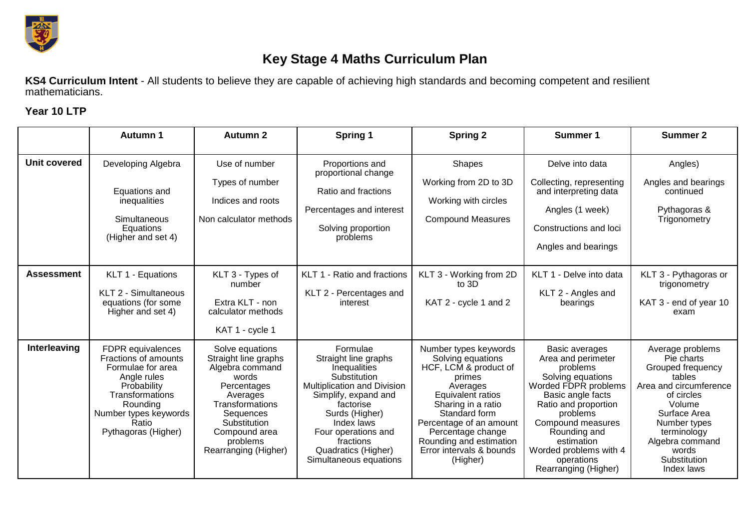# Key Stage 4 Maths Curriculum Plan

**KS4 Curriculum Intent** - All students to believe they are capable of achieving high standards and becoming competent and resilient mathematicians.

### Year 10 LTP

| | Autumn 1 | Autumn 2 | Spring 1 | Spring 2 | Summer 1 | Summer 2 |
|---|---|---|---|---|---|---|
| **Unit covered** | Developing Algebra<br><br>Equations and inequalities<br><br>Simultaneous Equations (Higher and set 4) | Use of number<br><br>Types of number<br><br>Indices and roots<br><br>Non calculator methods | Proportions and proportional change<br><br>Ratio and fractions<br><br>Percentages and interest<br><br>Solving proportion problems | Shapes<br><br>Working from 2D to 3D<br><br>Working with circles<br><br>Compound Measures | Delve into data<br><br>Collecting, representing and interpreting data<br><br>Angles (1 week)<br><br>Constructions and loci<br><br>Angles and bearings | Angles)<br><br>Angles and bearings continued<br><br>Pythagoras & Trigonometry |
| **Assessment** | KLT 1 - Equations<br><br>KLT 2 - Simultaneous equations (for some Higher and set 4) | KLT 3 - Types of number<br><br>Extra KLT - non calculator methods<br><br>KAT 1 - cycle 1 | KLT 1 - Ratio and fractions<br><br>KLT 2 - Percentages and interest | KLT 3 - Working from 2D to 3D<br><br>KAT 2 - cycle 1 and 2 | KLT 1 - Delve into data<br><br>KLT 2 - Angles and bearings | KLT 3 - Pythagoras or trigonometry<br><br>KAT 3 - end of year 10 exam |
| **Interleaving** | FDPR equivalences<br>Fractions of amounts<br>Formulae for area<br>Angle rules<br>Probability<br>Transformations<br>Rounding<br>Number types keywords<br>Ratio<br>Pythagoras (Higher) | Solve equations<br>Straight line graphs<br>Algebra command words<br>Percentages<br>Averages<br>Transformations<br>Sequences<br>Substitution<br>Compound area problems<br>Rearranging (Higher) | Formulae<br>Straight line graphs<br>Inequalities<br>Substitution<br>Multiplication and Division<br>Simplify, expand and factorise<br>Surds (Higher)<br>Index laws<br>Four operations and fractions<br>Quadratics (Higher)<br>Simultaneous equations | Number types keywords<br>Solving equations<br>HCF, LCM & product of primes<br>Averages<br>Equivalent ratios<br>Sharing in a ratio<br>Standard form<br>Percentage of an amount<br>Percentage change<br>Rounding and estimation<br>Error intervals & bounds (Higher) | Basic averages<br>Area and perimeter problems<br>Solving equations<br>Worded FDPR problems<br>Basic angle facts<br>Ratio and proportion problems<br>Compound measures<br>Rounding and estimation<br>Worded problems with 4 operations<br>Rearranging (Higher) | Average problems<br>Pie charts<br>Grouped frequency tables<br>Area and circumference of circles<br>Volume<br>Surface Area<br>Number types terminology<br>Algebra command words<br>Substitution<br>Index laws |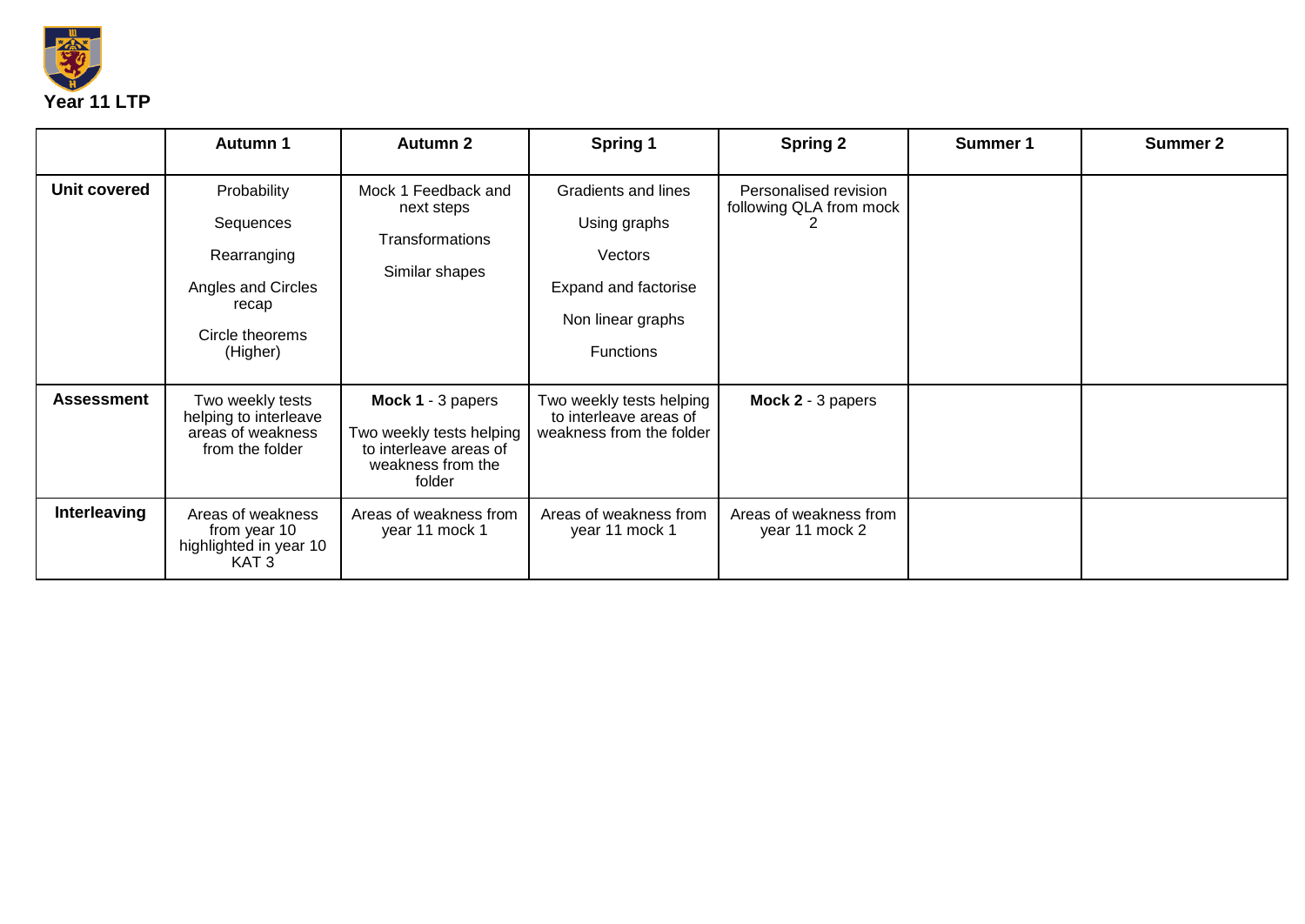**Year 11 LTP**

| | Autumn 1 | Autumn 2 | Spring 1 | Spring 2 | Summer 1 | Summer 2 |
|---|---|---|---|---|---|---|
| **Unit covered** | Probability<br><br>Sequences<br><br>Rearranging<br><br>Angles and Circles recap<br><br>Circle theorems (Higher) | Mock 1 Feedback and next steps<br><br>Transformations<br><br>Similar shapes | Gradients and lines<br><br>Using graphs<br><br>Vectors<br><br>Expand and factorise<br><br>Non linear graphs<br><br>Functions | Personalised revision following QLA from mock 2 | | |
| **Assessment** | Two weekly tests helping to interleave areas of weakness from the folder | **Mock 1** - 3 papers<br><br>Two weekly tests helping to interleave areas of weakness from the folder | Two weekly tests helping to interleave areas of weakness from the folder | **Mock 2** - 3 papers | | |
| **Interleaving** | Areas of weakness from year 10 highlighted in year 10 KAT 3 | Areas of weakness from year 11 mock 1 | Areas of weakness from year 11 mock 1 | Areas of weakness from year 11 mock 2 | | |